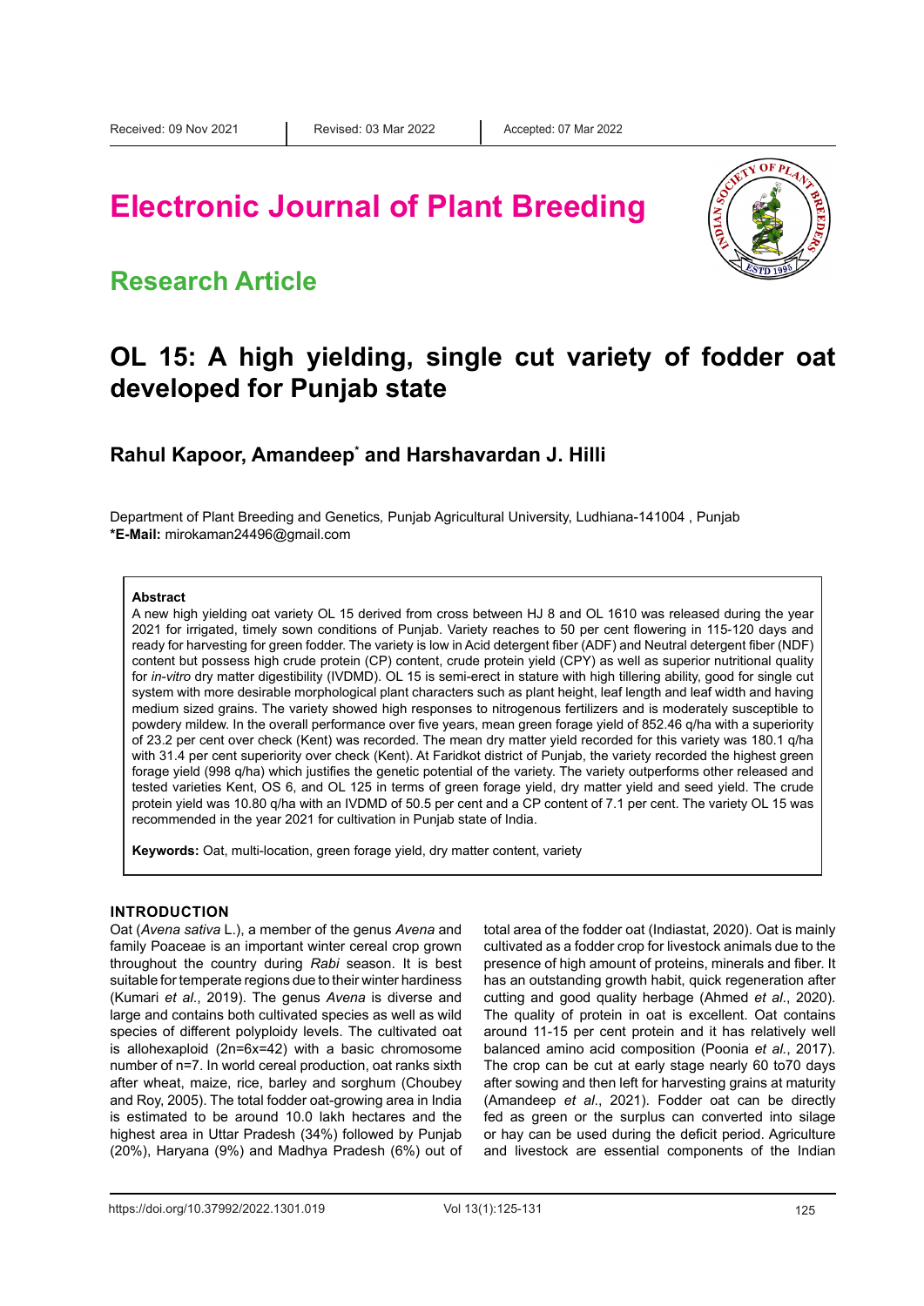Received: 09 Nov 2021 | Revised: 03 Mar 2022 | Accepted: 07 Mar 2022

# Electronic Journal of Plant Breeding

## Research Article

# OL 15: A high yielding, single cut variety of fodder oat developed for Punjab state

**Rahul Kapoor, Amandeep*[*] and Harshavardan J. Hilli**

Department of Plant Breeding and Genetics, Punjab Agricultural University, Ludhiana-141004 , Punjab
***E-Mail:** mirokaman24496@gmail.com

**Abstract**

A new high yielding oat variety OL 15 derived from cross between HJ 8 and OL 1610 was released during the year 2021 for irrigated, timely sown conditions of Punjab. Variety reaches to 50 per cent flowering in 115-120 days and ready for harvesting for green fodder. The variety is low in Acid detergent fiber (ADF) and Neutral detergent fiber (NDF) content but possess high crude protein (CP) content, crude protein yield (CPY) as well as superior nutritional quality for *in-vitro* dry matter digestibility (IVDMD). OL 15 is semi-erect in stature with high tillering ability, good for single cut system with more desirable morphological plant characters such as plant height, leaf length and leaf width and having medium sized grains. The variety showed high responses to nitrogenous fertilizers and is moderately susceptible to powdery mildew. In the overall performance over five years, mean green forage yield of 852.46 q/ha with a superiority of 23.2 per cent over check (Kent) was recorded. The mean dry matter yield recorded for this variety was 180.1 q/ha with 31.4 per cent superiority over check (Kent). At Faridkot district of Punjab, the variety recorded the highest green forage yield (998 q/ha) which justifies the genetic potential of the variety. The variety outperforms other released and tested varieties Kent, OS 6, and OL 125 in terms of green forage yield, dry matter yield and seed yield. The crude protein yield was 10.80 q/ha with an IVDMD of 50.5 per cent and a CP content of 7.1 per cent. The variety OL 15 was recommended in the year 2021 for cultivation in Punjab state of India.

**Keywords:** Oat, multi-location, green forage yield, dry matter content, variety

## INTRODUCTION

Oat (*Avena sativa* L.), a member of the genus *Avena* and family Poaceae is an important winter cereal crop grown throughout the country during *Rabi* season. It is best suitable for temperate regions due to their winter hardiness (Kumari *et al*., 2019). The genus *Avena* is diverse and large and contains both cultivated species as well as wild species of different polyploidy levels. The cultivated oat is allohexaploid (2n=6x=42) with a basic chromosome number of n=7. In world cereal production, oat ranks sixth after wheat, maize, rice, barley and sorghum (Choubey and Roy, 2005). The total fodder oat-growing area in India is estimated to be around 10.0 lakh hectares and the highest area in Uttar Pradesh (34%) followed by Punjab (20%), Haryana (9%) and Madhya Pradesh (6%) out of total area of the fodder oat (Indiastat, 2020). Oat is mainly cultivated as a fodder crop for livestock animals due to the presence of high amount of proteins, minerals and fiber. It has an outstanding growth habit, quick regeneration after cutting and good quality herbage (Ahmed *et al*., 2020). The quality of protein in oat is excellent. Oat contains around 11-15 per cent protein and it has relatively well balanced amino acid composition (Poonia *et al*., 2017). The crop can be cut at early stage nearly 60 to70 days after sowing and then left for harvesting grains at maturity (Amandeep *et al*., 2021). Fodder oat can be directly fed as green or the surplus can converted into silage or hay can be used during the deficit period. Agriculture and livestock are essential components of the Indian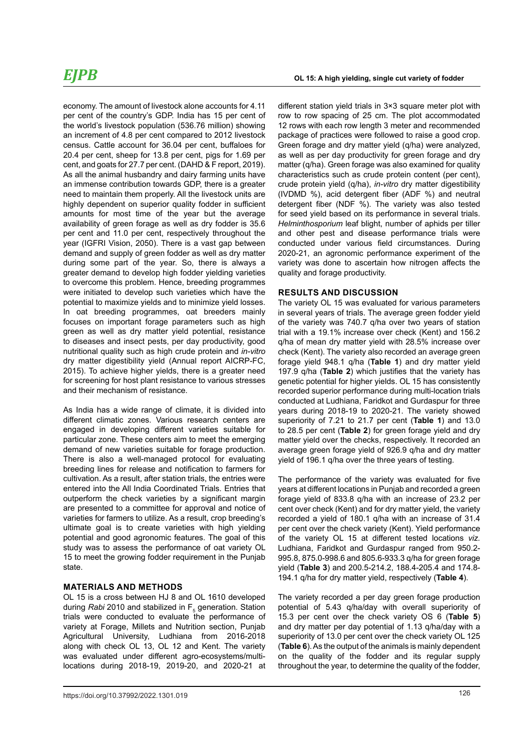economy. The amount of livestock alone accounts for 4.11 per cent of the country's GDP. India has 15 per cent of the world's livestock population (536.76 million) showing an increment of 4.8 per cent compared to 2012 livestock census. Cattle account for 36.04 per cent, buffaloes for 20.4 per cent, sheep for 13.8 per cent, pigs for 1.69 per cent, and goats for 27.7 per cent. (DAHD & F report, 2019). As all the animal husbandry and dairy farming units have an immense contribution towards GDP, there is a greater need to maintain them properly. All the livestock units are highly dependent on superior quality fodder in sufficient amounts for most time of the year but the average availability of green forage as well as dry fodder is 35.6 per cent and 11.0 per cent, respectively throughout the year (IGFRI Vision, 2050). There is a vast gap between demand and supply of green fodder as well as dry matter during some part of the year. So, there is always a greater demand to develop high fodder yielding varieties to overcome this problem. Hence, breeding programmes were initiated to develop such varieties which have the potential to maximize yields and to minimize yield losses. In oat breeding programmes, oat breeders mainly focuses on important forage parameters such as high green as well as dry matter yield potential, resistance to diseases and insect pests, per day productivity, good nutritional quality such as high crude protein and *in-vitro* dry matter digestibility yield (Annual report AICRP-FC, 2015). To achieve higher yields, there is a greater need for screening for host plant resistance to various stresses and their mechanism of resistance.

As India has a wide range of climate, it is divided into different climatic zones. Various research centers are engaged in developing different varieties suitable for particular zone. These centers aim to meet the emerging demand of new varieties suitable for forage production. There is also a well-managed protocol for evaluating breeding lines for release and notification to farmers for cultivation. As a result, after station trials, the entries were entered into the All India Coordinated Trials. Entries that outperform the check varieties by a significant margin are presented to a committee for approval and notice of varieties for farmers to utilize. As a result, crop breeding's ultimate goal is to create varieties with high yielding potential and good agronomic features. The goal of this study was to assess the performance of oat variety OL 15 to meet the growing fodder requirement in the Punjab state.

## MATERIALS AND METHODS

OL 15 is a cross between HJ 8 and OL 1610 developed during *Rabi* 2010 and stabilized in $F_5$ generation. Station trials were conducted to evaluate the performance of variety at Forage, Millets and Nutrition section, Punjab Agricultural University, Ludhiana from 2016-2018 along with check OL 13, OL 12 and Kent. The variety was evaluated under different agro-ecosystems/multi-locations during 2018-19, 2019-20, and 2020-21 at different station yield trials in 3×3 square meter plot with row to row spacing of 25 cm. The plot accommodated 12 rows with each row length 3 meter and recommended package of practices were followed to raise a good crop. Green forage and dry matter yield (q/ha) were analyzed, as well as per day productivity for green forage and dry matter (q/ha). Green forage was also examined for quality characteristics such as crude protein content (per cent), crude protein yield (q/ha), *in-vitro* dry matter digestibility (IVDMD %), acid detergent fiber (ADF %) and neutral detergent fiber (NDF %). The variety was also tested for seed yield based on its performance in several trials. *Helminthosporium* leaf blight, number of aphids per tiller and other pest and disease performance trials were conducted under various field circumstances. During 2020-21, an agronomic performance experiment of the variety was done to ascertain how nitrogen affects the quality and forage productivity.

## RESULTS AND DISCUSSION

The variety OL 15 was evaluated for various parameters in several years of trials. The average green fodder yield of the variety was 740.7 q/ha over two years of station trial with a 19.1% increase over check (Kent) and 156.2 q/ha of mean dry matter yield with 28.5% increase over check (Kent). The variety also recorded an average green forage yield 948.1 q/ha (**Table 1**) and dry matter yield 197.9 q/ha (**Table 2**) which justifies that the variety has genetic potential for higher yields. OL 15 has consistently recorded superior performance during multi-location trials conducted at Ludhiana, Faridkot and Gurdaspur for three years during 2018-19 to 2020-21. The variety showed superiority of 7.21 to 21.7 per cent (**Table 1**) and 13.0 to 28.5 per cent (**Table 2**) for green forage yield and dry matter yield over the checks, respectively. It recorded an average green forage yield of 926.9 q/ha and dry matter yield of 196.1 q/ha over the three years of testing.

The performance of the variety was evaluated for five years at different locations in Punjab and recorded a green forage yield of 833.8 q/ha with an increase of 23.2 per cent over check (Kent) and for dry matter yield, the variety recorded a yield of 180.1 q/ha with an increase of 31.4 per cent over the check variety (Kent). Yield performance of the variety OL 15 at different tested locations *viz.* Ludhiana, Faridkot and Gurdaspur ranged from 950.2-995.8, 875.0-998.6 and 805.6-933.3 q/ha for green forage yield (**Table 3**) and 200.5-214.2, 188.4-205.4 and 174.8-194.1 q/ha for dry matter yield, respectively (**Table 4**).

The variety recorded a per day green forage production potential of 5.43 q/ha/day with overall superiority of 15.3 per cent over the check variety OS 6 (**Table 5**) and dry matter per day potential of 1.13 q/ha/day with a superiority of 13.0 per cent over the check variety OL 125 (**Table 6**). As the output of the animals is mainly dependent on the quality of the fodder and its regular supply throughout the year, to determine the quality of the fodder,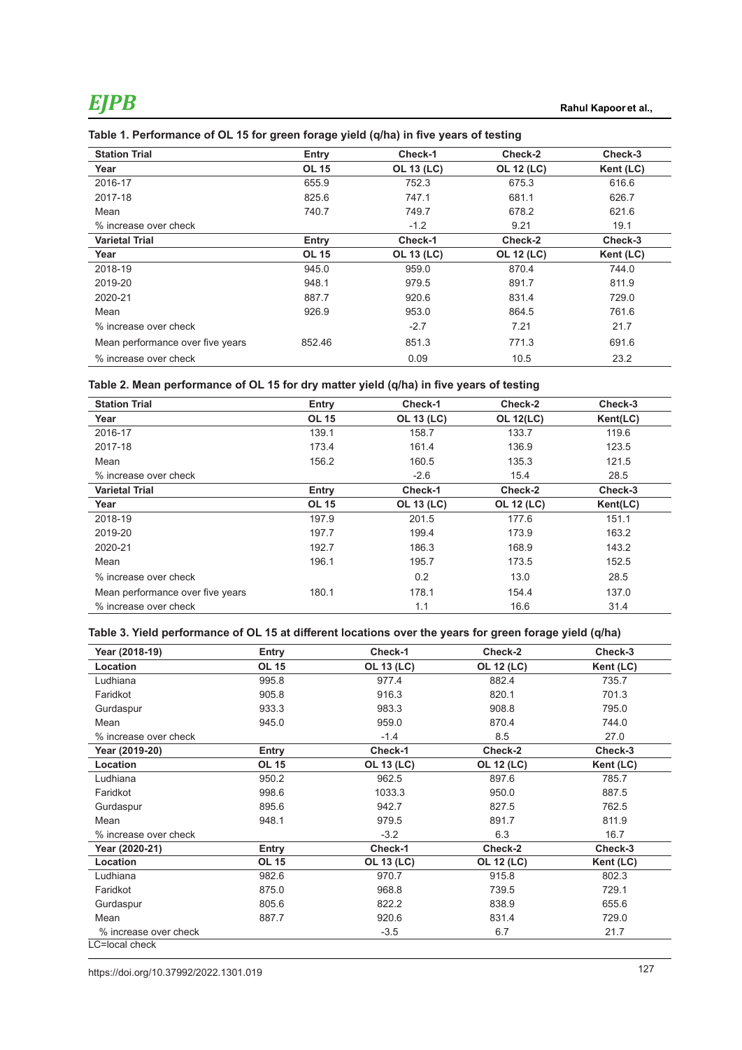**Table 1. Performance of OL 15 for green forage yield (q/ha) in five years of testing**

| Station Trial | Entry | Check-1 | Check-2 | Check-3 |
|---|---|---|---|---|
| **Year** | **OL 15** | **OL 13 (LC)** | **OL 12 (LC)** | **Kent (LC)** |
| 2016-17 | 655.9 | 752.3 | 675.3 | 616.6 |
| 2017-18 | 825.6 | 747.1 | 681.1 | 626.7 |
| Mean | 740.7 | 749.7 | 678.2 | 621.6 |
| % increase over check | | -1.2 | 9.21 | 19.1 |
| **Varietal Trial** | **Entry** | **Check-1** | **Check-2** | **Check-3** |
| **Year** | **OL 15** | **OL 13 (LC)** | **OL 12 (LC)** | **Kent (LC)** |
| 2018-19 | 945.0 | 959.0 | 870.4 | 744.0 |
| 2019-20 | 948.1 | 979.5 | 891.7 | 811.9 |
| 2020-21 | 887.7 | 920.6 | 831.4 | 729.0 |
| Mean | 926.9 | 953.0 | 864.5 | 761.6 |
| % increase over check | | -2.7 | 7.21 | 21.7 |
| Mean performance over five years | 852.46 | 851.3 | 771.3 | 691.6 |
| % increase over check | | 0.09 | 10.5 | 23.2 |

**Table 2. Mean performance of OL 15 for dry matter yield (q/ha) in five years of testing**

| Station Trial | Entry | Check-1 | Check-2 | Check-3 |
|---|---|---|---|---|
| **Year** | **OL 15** | **OL 13 (LC)** | **OL 12(LC)** | **Kent(LC)** |
| 2016-17 | 139.1 | 158.7 | 133.7 | 119.6 |
| 2017-18 | 173.4 | 161.4 | 136.9 | 123.5 |
| Mean | 156.2 | 160.5 | 135.3 | 121.5 |
| % increase over check | | -2.6 | 15.4 | 28.5 |
| **Varietal Trial** | **Entry** | **Check-1** | **Check-2** | **Check-3** |
| **Year** | **OL 15** | **OL 13 (LC)** | **OL 12 (LC)** | **Kent(LC)** |
| 2018-19 | 197.9 | 201.5 | 177.6 | 151.1 |
| 2019-20 | 197.7 | 199.4 | 173.9 | 163.2 |
| 2020-21 | 192.7 | 186.3 | 168.9 | 143.2 |
| Mean | 196.1 | 195.7 | 173.5 | 152.5 |
| % increase over check | | 0.2 | 13.0 | 28.5 |
| Mean performance over five years | 180.1 | 178.1 | 154.4 | 137.0 |
| % increase over check | | 1.1 | 16.6 | 31.4 |

**Table 3. Yield performance of OL 15 at different locations over the years for green forage yield (q/ha)**

| Year (2018-19) | Entry | Check-1 | Check-2 | Check-3 |
|---|---|---|---|---|
| **Location** | **OL 15** | **OL 13 (LC)** | **OL 12 (LC)** | **Kent (LC)** |
| Ludhiana | 995.8 | 977.4 | 882.4 | 735.7 |
| Faridkot | 905.8 | 916.3 | 820.1 | 701.3 |
| Gurdaspur | 933.3 | 983.3 | 908.8 | 795.0 |
| Mean | 945.0 | 959.0 | 870.4 | 744.0 |
| % increase over check | | -1.4 | 8.5 | 27.0 |
| **Year (2019-20)** | **Entry** | **Check-1** | **Check-2** | **Check-3** |
| **Location** | **OL 15** | **OL 13 (LC)** | **OL 12 (LC)** | **Kent (LC)** |
| Ludhiana | 950.2 | 962.5 | 897.6 | 785.7 |
| Faridkot | 998.6 | 1033.3 | 950.0 | 887.5 |
| Gurdaspur | 895.6 | 942.7 | 827.5 | 762.5 |
| Mean | 948.1 | 979.5 | 891.7 | 811.9 |
| % increase over check | | -3.2 | 6.3 | 16.7 |
| **Year (2020-21)** | **Entry** | **Check-1** | **Check-2** | **Check-3** |
| **Location** | **OL 15** | **OL 13 (LC)** | **OL 12 (LC)** | **Kent (LC)** |
| Ludhiana | 982.6 | 970.7 | 915.8 | 802.3 |
| Faridkot | 875.0 | 968.8 | 739.5 | 729.1 |
| Gurdaspur | 805.6 | 822.2 | 838.9 | 655.6 |
| Mean | 887.7 | 920.6 | 831.4 | 729.0 |
| % increase over check | | -3.5 | 6.7 | 21.7 |

LC=local check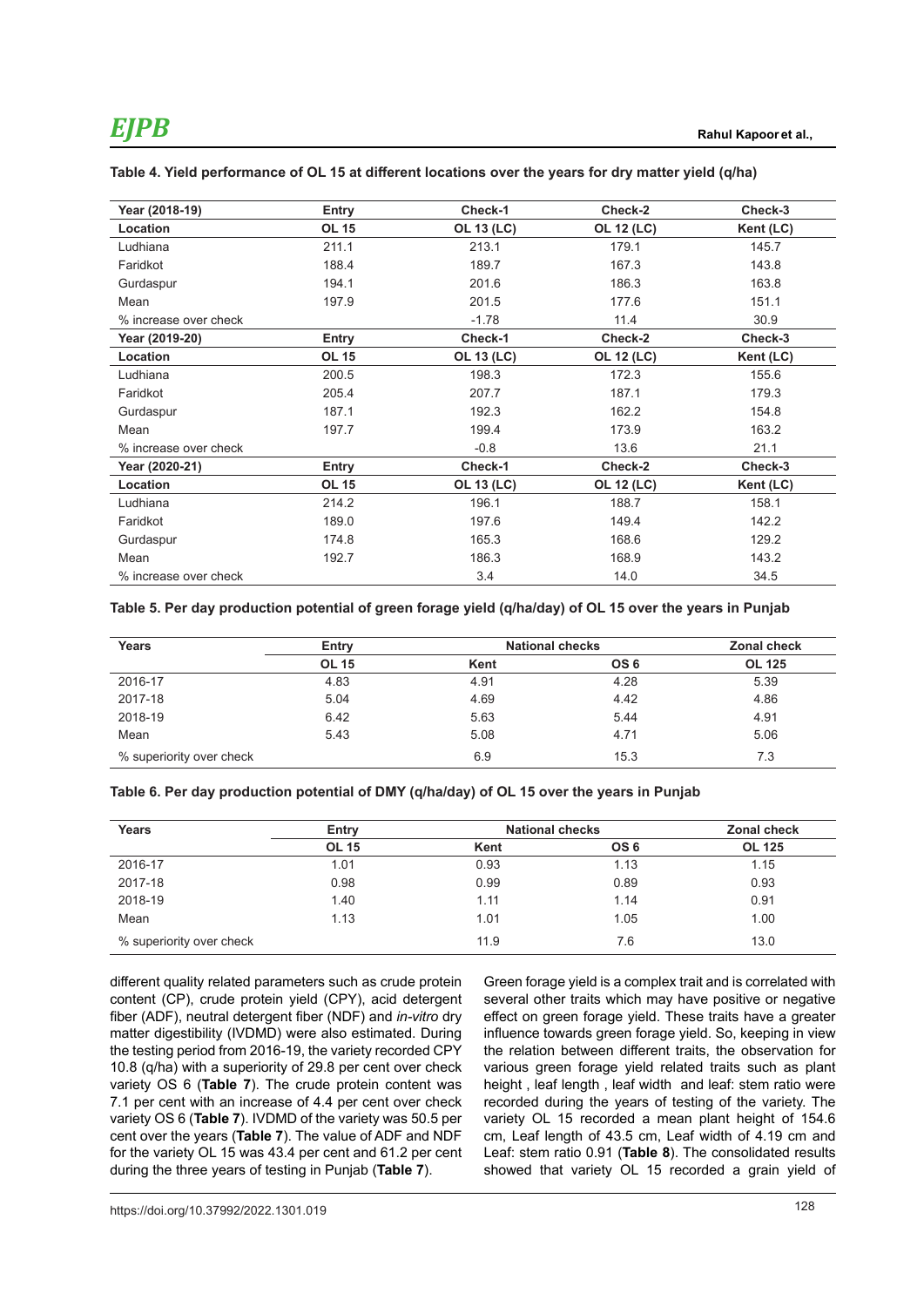**Table 4. Yield performance of OL 15 at different locations over the years for dry matter yield (q/ha)**

| Year (2018-19) | Entry | Check-1 | Check-2 | Check-3 |
|---|---|---|---|---|
| **Location** | **OL 15** | **OL 13 (LC)** | **OL 12 (LC)** | **Kent (LC)** |
| Ludhiana | 211.1 | 213.1 | 179.1 | 145.7 |
| Faridkot | 188.4 | 189.7 | 167.3 | 143.8 |
| Gurdaspur | 194.1 | 201.6 | 186.3 | 163.8 |
| Mean | 197.9 | 201.5 | 177.6 | 151.1 |
| % increase over check | | -1.78 | 11.4 | 30.9 |
| **Year (2019-20)** | **Entry** | **Check-1** | **Check-2** | **Check-3** |
| **Location** | **OL 15** | **OL 13 (LC)** | **OL 12 (LC)** | **Kent (LC)** |
| Ludhiana | 200.5 | 198.3 | 172.3 | 155.6 |
| Faridkot | 205.4 | 207.7 | 187.1 | 179.3 |
| Gurdaspur | 187.1 | 192.3 | 162.2 | 154.8 |
| Mean | 197.7 | 199.4 | 173.9 | 163.2 |
| % increase over check | | -0.8 | 13.6 | 21.1 |
| **Year (2020-21)** | **Entry** | **Check-1** | **Check-2** | **Check-3** |
| **Location** | **OL 15** | **OL 13 (LC)** | **OL 12 (LC)** | **Kent (LC)** |
| Ludhiana | 214.2 | 196.1 | 188.7 | 158.1 |
| Faridkot | 189.0 | 197.6 | 149.4 | 142.2 |
| Gurdaspur | 174.8 | 165.3 | 168.6 | 129.2 |
| Mean | 192.7 | 186.3 | 168.9 | 143.2 |
| % increase over check | | 3.4 | 14.0 | 34.5 |

**Table 5. Per day production potential of green forage yield (q/ha/day) of OL 15 over the years in Punjab**

| Years | Entry | National checks | | Zonal check |
|---|---|---|---|---|
| | **OL 15** | **Kent** | **OS 6** | **OL 125** |
| 2016-17 | 4.83 | 4.91 | 4.28 | 5.39 |
| 2017-18 | 5.04 | 4.69 | 4.42 | 4.86 |
| 2018-19 | 6.42 | 5.63 | 5.44 | 4.91 |
| Mean | 5.43 | 5.08 | 4.71 | 5.06 |
| % superiority over check | | 6.9 | 15.3 | 7.3 |

**Table 6. Per day production potential of DMY (q/ha/day) of OL 15 over the years in Punjab**

| Years | Entry | National checks | | Zonal check |
|---|---|---|---|---|
| | **OL 15** | **Kent** | **OS 6** | **OL 125** |
| 2016-17 | 1.01 | 0.93 | 1.13 | 1.15 |
| 2017-18 | 0.98 | 0.99 | 0.89 | 0.93 |
| 2018-19 | 1.40 | 1.11 | 1.14 | 0.91 |
| Mean | 1.13 | 1.01 | 1.05 | 1.00 |
| % superiority over check | | 11.9 | 7.6 | 13.0 |

different quality related parameters such as crude protein content (CP), crude protein yield (CPY), acid detergent fiber (ADF), neutral detergent fiber (NDF) and *in-vitro* dry matter digestibility (IVDMD) were also estimated. During the testing period from 2016-19, the variety recorded CPY 10.8 (q/ha) with a superiority of 29.8 per cent over check variety OS 6 (**Table 7**). The crude protein content was 7.1 per cent with an increase of 4.4 per cent over check variety OS 6 (**Table 7**). IVDMD of the variety was 50.5 per cent over the years (**Table 7**). The value of ADF and NDF for the variety OL 15 was 43.4 per cent and 61.2 per cent during the three years of testing in Punjab (**Table 7**).

Green forage yield is a complex trait and is correlated with several other traits which may have positive or negative effect on green forage yield. These traits have a greater influence towards green forage yield. So, keeping in view the relation between different traits, the observation for various green forage yield related traits such as plant height , leaf length , leaf width and leaf: stem ratio were recorded during the years of testing of the variety. The variety OL 15 recorded a mean plant height of 154.6 cm, Leaf length of 43.5 cm, Leaf width of 4.19 cm and Leaf: stem ratio 0.91 (**Table 8**). The consolidated results showed that variety OL 15 recorded a grain yield of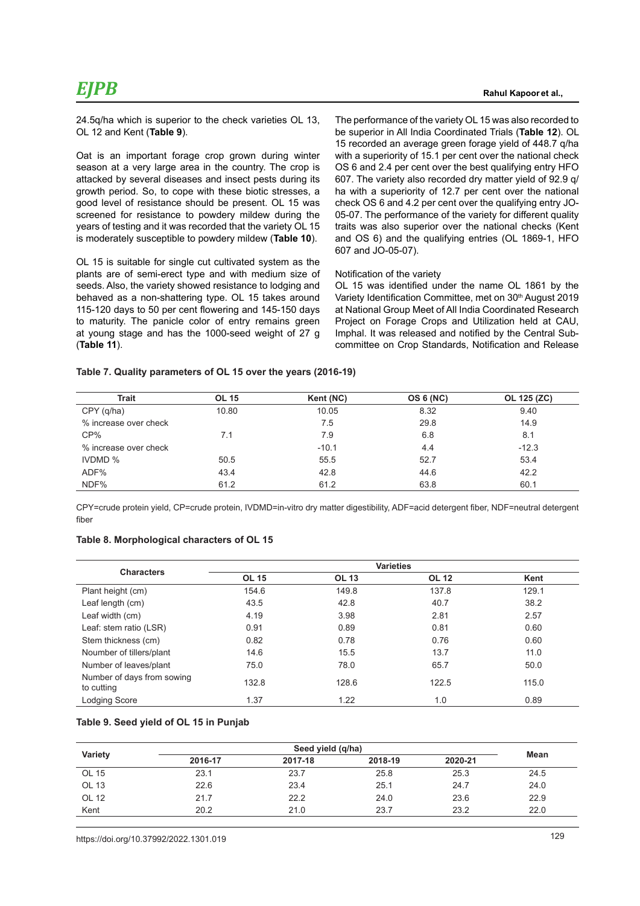24.5q/ha which is superior to the check varieties OL 13, OL 12 and Kent (**Table 9**).

Oat is an important forage crop grown during winter season at a very large area in the country. The crop is attacked by several diseases and insect pests during its growth period. So, to cope with these biotic stresses, a good level of resistance should be present. OL 15 was screened for resistance to powdery mildew during the years of testing and it was recorded that the variety OL 15 is moderately susceptible to powdery mildew (**Table 10**).

OL 15 is suitable for single cut cultivated system as the plants are of semi-erect type and with medium size of seeds. Also, the variety showed resistance to lodging and behaved as a non-shattering type. OL 15 takes around 115-120 days to 50 per cent flowering and 145-150 days to maturity. The panicle color of entry remains green at young stage and has the 1000-seed weight of 27 g (**Table 11**).

The performance of the variety OL 15 was also recorded to be superior in All India Coordinated Trials (**Table 12**). OL 15 recorded an average green forage yield of 448.7 q/ha with a superiority of 15.1 per cent over the national check OS 6 and 2.4 per cent over the best qualifying entry HFO 607. The variety also recorded dry matter yield of 92.9 q/ha with a superiority of 12.7 per cent over the national check OS 6 and 4.2 per cent over the qualifying entry JO-05-07. The performance of the variety for different quality traits was also superior over the national checks (Kent and OS 6) and the qualifying entries (OL 1869-1, HFO 607 and JO-05-07).

Notification of the variety

OL 15 was identified under the name OL 1861 by the Variety Identification Committee, met on 30th August 2019 at National Group Meet of All India Coordinated Research Project on Forage Crops and Utilization held at CAU, Imphal. It was released and notified by the Central Sub-committee on Crop Standards, Notification and Release

**Table 7. Quality parameters of OL 15 over the years (2016-19)**

| Trait | OL 15 | Kent (NC) | OS 6 (NC) | OL 125 (ZC) |
|---|---|---|---|---|
| CPY (q/ha) | 10.80 | 10.05 | 8.32 | 9.40 |
| % increase over check | | 7.5 | 29.8 | 14.9 |
| CP% | 7.1 | 7.9 | 6.8 | 8.1 |
| % increase over check | | -10.1 | 4.4 | -12.3 |
| IVDMD % | 50.5 | 55.5 | 52.7 | 53.4 |
| ADF% | 43.4 | 42.8 | 44.6 | 42.2 |
| NDF% | 61.2 | 61.2 | 63.8 | 60.1 |

CPY=crude protein yield, CP=crude protein, IVDMD=in-vitro dry matter digestibility, ADF=acid detergent fiber, NDF=neutral detergent fiber

**Table 8. Morphological characters of OL 15**

| Characters | Varieties | | | |
|---|---|---|---|---|
| | OL 15 | OL 13 | OL 12 | Kent |
| Plant height (cm) | 154.6 | 149.8 | 137.8 | 129.1 |
| Leaf length (cm) | 43.5 | 42.8 | 40.7 | 38.2 |
| Leaf width (cm) | 4.19 | 3.98 | 2.81 | 2.57 |
| Leaf: stem ratio (LSR) | 0.91 | 0.89 | 0.81 | 0.60 |
| Stem thickness (cm) | 0.82 | 0.78 | 0.76 | 0.60 |
| Noumber of tillers/plant | 14.6 | 15.5 | 13.7 | 11.0 |
| Number of leaves/plant | 75.0 | 78.0 | 65.7 | 50.0 |
| Number of days from sowing to cutting | 132.8 | 128.6 | 122.5 | 115.0 |
| Lodging Score | 1.37 | 1.22 | 1.0 | 0.89 |

**Table 9. Seed yield of OL 15 in Punjab**

| Variety | Seed yield (q/ha) | | | | Mean |
|---|---|---|---|---|---|
| | 2016-17 | 2017-18 | 2018-19 | 2020-21 | |
| OL 15 | 23.1 | 23.7 | 25.8 | 25.3 | 24.5 |
| OL 13 | 22.6 | 23.4 | 25.1 | 24.7 | 24.0 |
| OL 12 | 21.7 | 22.2 | 24.0 | 23.6 | 22.9 |
| Kent | 20.2 | 21.0 | 23.7 | 23.2 | 22.0 |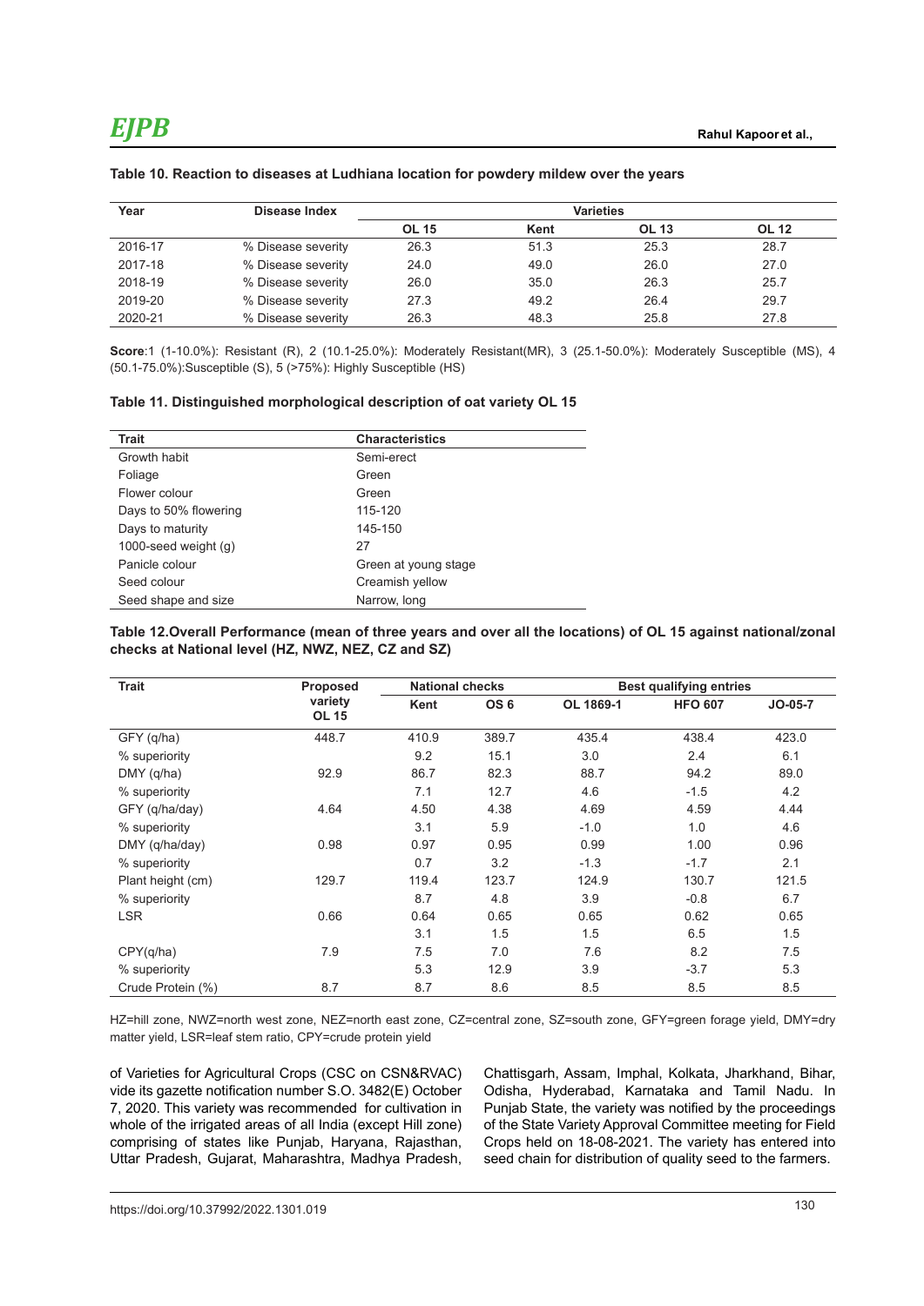**Table 10. Reaction to diseases at Ludhiana location for powdery mildew over the years**

| Year | Disease Index | Varieties | | | |
|---|---|---|---|---|---|
| | | OL 15 | Kent | OL 13 | OL 12 |
| 2016-17 | % Disease severity | 26.3 | 51.3 | 25.3 | 28.7 |
| 2017-18 | % Disease severity | 24.0 | 49.0 | 26.0 | 27.0 |
| 2018-19 | % Disease severity | 26.0 | 35.0 | 26.3 | 25.7 |
| 2019-20 | % Disease severity | 27.3 | 49.2 | 26.4 | 29.7 |
| 2020-21 | % Disease severity | 26.3 | 48.3 | 25.8 | 27.8 |

**Score**:1 (1-10.0%): Resistant (R), 2 (10.1-25.0%): Moderately Resistant(MR), 3 (25.1-50.0%): Moderately Susceptible (MS), 4 (50.1-75.0%):Susceptible (S), 5 (>75%): Highly Susceptible (HS)

**Table 11. Distinguished morphological description of oat variety OL 15**

| Trait | Characteristics |
|---|---|
| Growth habit | Semi-erect |
| Foliage | Green |
| Flower colour | Green |
| Days to 50% flowering | 115-120 |
| Days to maturity | 145-150 |
| 1000-seed weight (g) | 27 |
| Panicle colour | Green at young stage |
| Seed colour | Creamish yellow |
| Seed shape and size | Narrow, long |

**Table 12.Overall Performance (mean of three years and over all the locations) of OL 15 against national/zonal checks at National level (HZ, NWZ, NEZ, CZ and SZ)**

| Trait | Proposed variety OL 15 | National checks | | Best qualifying entries | | |
|---|---|---|---|---|---|---|
| | | Kent | OS 6 | OL 1869-1 | HFO 607 | JO-05-7 |
| GFY (q/ha) | 448.7 | 410.9 | 389.7 | 435.4 | 438.4 | 423.0 |
| % superiority | | 9.2 | 15.1 | 3.0 | 2.4 | 6.1 |
| DMY (q/ha) | 92.9 | 86.7 | 82.3 | 88.7 | 94.2 | 89.0 |
| % superiority | | 7.1 | 12.7 | 4.6 | -1.5 | 4.2 |
| GFY (q/ha/day) | 4.64 | 4.50 | 4.38 | 4.69 | 4.59 | 4.44 |
| % superiority | | 3.1 | 5.9 | -1.0 | 1.0 | 4.6 |
| DMY (q/ha/day) | 0.98 | 0.97 | 0.95 | 0.99 | 1.00 | 0.96 |
| % superiority | | 0.7 | 3.2 | -1.3 | -1.7 | 2.1 |
| Plant height (cm) | 129.7 | 119.4 | 123.7 | 124.9 | 130.7 | 121.5 |
| % superiority | | 8.7 | 4.8 | 3.9 | -0.8 | 6.7 |
| LSR | 0.66 | 0.64 | 0.65 | 0.65 | 0.62 | 0.65 |
| | | 3.1 | 1.5 | 1.5 | 6.5 | 1.5 |
| CPY(q/ha) | 7.9 | 7.5 | 7.0 | 7.6 | 8.2 | 7.5 |
| % superiority | | 5.3 | 12.9 | 3.9 | -3.7 | 5.3 |
| Crude Protein (%) | 8.7 | 8.7 | 8.6 | 8.5 | 8.5 | 8.5 |

HZ=hill zone, NWZ=north west zone, NEZ=north east zone, CZ=central zone, SZ=south zone, GFY=green forage yield, DMY=dry matter yield, LSR=leaf stem ratio, CPY=crude protein yield

of Varieties for Agricultural Crops (CSC on CSN&RVAC) vide its gazette notification number S.O. 3482(E) October 7, 2020. This variety was recommended for cultivation in whole of the irrigated areas of all India (except Hill zone) comprising of states like Punjab, Haryana, Rajasthan, Uttar Pradesh, Gujarat, Maharashtra, Madhya Pradesh, Chattisgarh, Assam, Imphal, Kolkata, Jharkhand, Bihar, Odisha, Hyderabad, Karnataka and Tamil Nadu. In Punjab State, the variety was notified by the proceedings of the State Variety Approval Committee meeting for Field Crops held on 18-08-2021. The variety has entered into seed chain for distribution of quality seed to the farmers.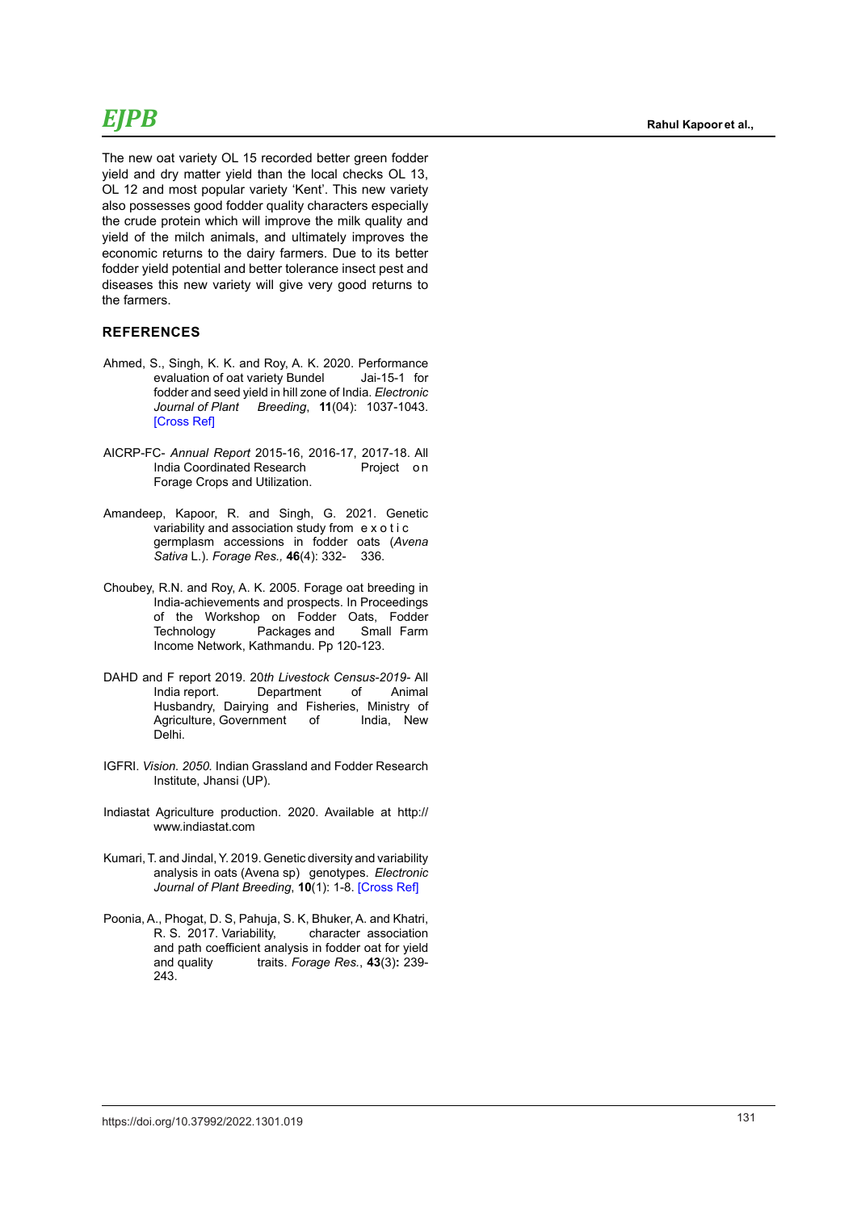The new oat variety OL 15 recorded better green fodder yield and dry matter yield than the local checks OL 13, OL 12 and most popular variety 'Kent'. This new variety also possesses good fodder quality characters especially the crude protein which will improve the milk quality and yield of the milch animals, and ultimately improves the economic returns to the dairy farmers. Due to its better fodder yield potential and better tolerance insect pest and diseases this new variety will give very good returns to the farmers.

## REFERENCES

Ahmed, S., Singh, K. K. and Roy, A. K. 2020. Performance evaluation of oat variety Bundel Jai-15-1 for fodder and seed yield in hill zone of India. *Electronic Journal of Plant Breeding*, **11**(04): 1037-1043. [Cross Ref]

AICRP-FC- *Annual Report* 2015-16, 2016-17, 2017-18. All India Coordinated Research Project on Forage Crops and Utilization.

Amandeep, Kapoor, R. and Singh, G. 2021. Genetic variability and association study from exotic germplasm accessions in fodder oats (*Avena Sativa* L.). *Forage Res.,* **46**(4): 332- 336.

Choubey, R.N. and Roy, A. K. 2005. Forage oat breeding in India-achievements and prospects. In Proceedings of the Workshop on Fodder Oats, Fodder Technology Packages and Small Farm Income Network, Kathmandu. Pp 120-123.

DAHD and F report 2019. 20*th Livestock Census-2019*- All India report. Department of Animal Husbandry, Dairying and Fisheries, Ministry of Agriculture, Government of India, New Delhi.

IGFRI. *Vision. 2050.* Indian Grassland and Fodder Research Institute, Jhansi (UP).

Indiastat Agriculture production. 2020. Available at http://www.indiastat.com

Kumari, T. and Jindal, Y. 2019. Genetic diversity and variability analysis in oats (Avena sp) genotypes. *Electronic Journal of Plant Breeding*, **10**(1): 1-8. [Cross Ref]

Poonia, A., Phogat, D. S, Pahuja, S. K, Bhuker, A. and Khatri, R. S. 2017. Variability, character association and path coefficient analysis in fodder oat for yield and quality traits. *Forage Res.*, **43**(3)**:** 239-243.